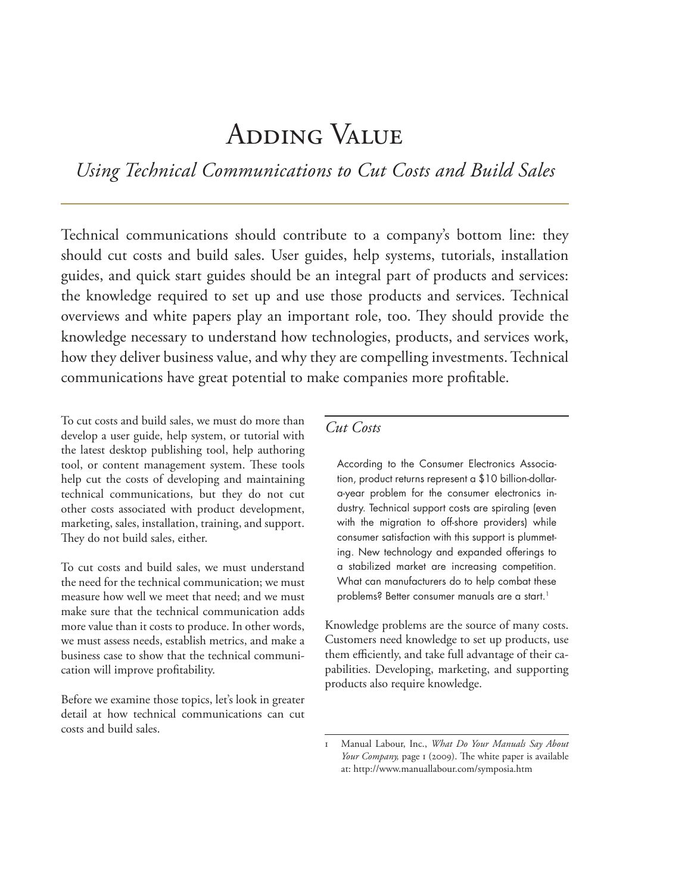# Adding Value

## *Using Technical Communications to Cut Costs and Build Sales*

Technical communications should contribute to a company's bottom line: they should cut costs and build sales. User guides, help systems, tutorials, installation guides, and quick start guides should be an integral part of products and services: the knowledge required to set up and use those products and services. Technical overviews and white papers play an important role, too. They should provide the knowledge necessary to understand how technologies, products, and services work, how they deliver business value, and why they are compelling investments. Technical communications have great potential to make companies more profitable.

To cut costs and build sales, we must do more than develop a user guide, help system, or tutorial with the latest desktop publishing tool, help authoring tool, or content management system. These tools help cut the costs of developing and maintaining technical communications, but they do not cut other costs associated with product development, marketing, sales, installation, training, and support. They do not build sales, either.

To cut costs and build sales, we must understand the need for the technical communication; we must measure how well we meet that need; and we must make sure that the technical communication adds more value than it costs to produce. In other words, we must assess needs, establish metrics, and make a business case to show that the technical communication will improve profitability.

Before we examine those topics, let's look in greater detail at how technical communications can cut costs and build sales.

### *Cut Costs*

> According to the Consumer Electronics Association, product returns represent a $10 billion-dollar-a-year problem for the consumer electronics industry. Technical support costs are spiraling (even with the migration to off-shore providers) while consumer satisfaction with this support is plummeting. New technology and expanded offerings to a stabilized market are increasing competition. What can manufacturers do to help combat these problems? Better consumer manuals are a start.[1]

Knowledge problems are the source of many costs. Customers need knowledge to set up products, use them efficiently, and take full advantage of their capabilities. Developing, marketing, and supporting products also require knowledge.

---

1 Manual Labour, Inc., *What Do Your Manuals Say About Your Company,* page 1 (2009). The white paper is available at: http://www.manuallabour.com/symposia.htm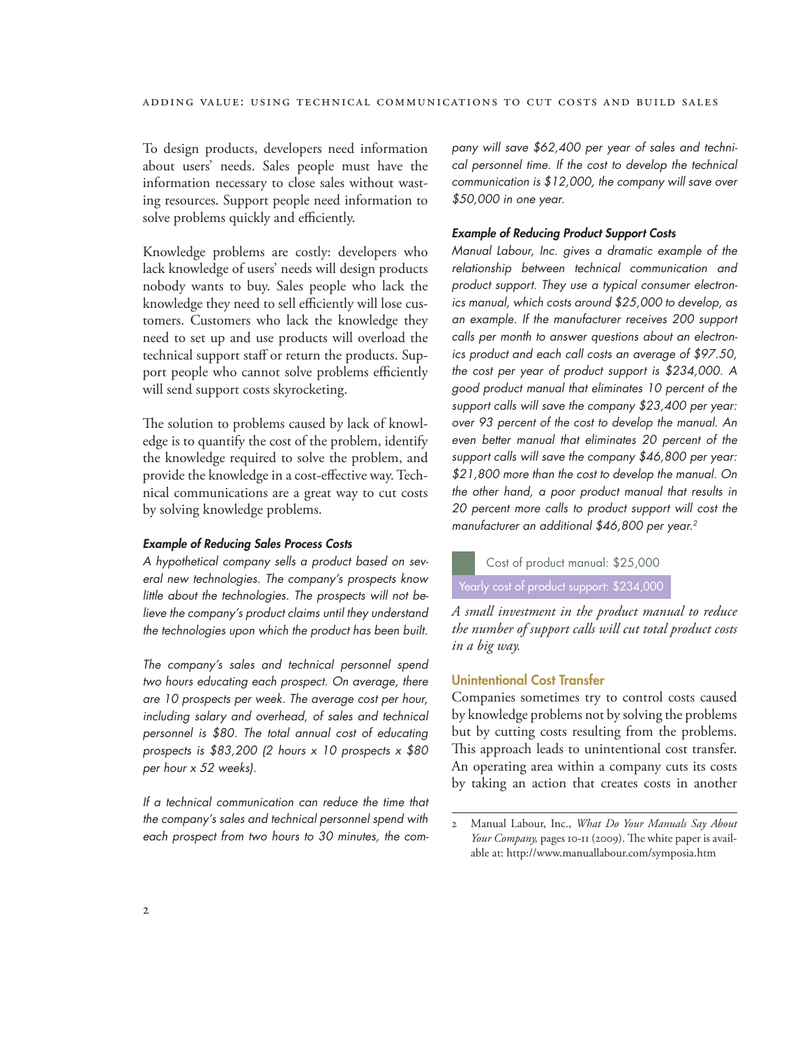To design products, developers need information about users' needs. Sales people must have the information necessary to close sales without wasting resources. Support people need information to solve problems quickly and efficiently.

Knowledge problems are costly: developers who lack knowledge of users' needs will design products nobody wants to buy. Sales people who lack the knowledge they need to sell efficiently will lose customers. Customers who lack the knowledge they need to set up and use products will overload the technical support staff or return the products. Support people who cannot solve problems efficiently will send support costs skyrocketing.

The solution to problems caused by lack of knowledge is to quantify the cost of the problem, identify the knowledge required to solve the problem, and provide the knowledge in a cost-effective way. Technical communications are a great way to cut costs by solving knowledge problems.

#### *Example of Reducing Sales Process Costs*

*A hypothetical company sells a product based on several new technologies. The company's prospects know little about the technologies. The prospects will not believe the company's product claims until they understand the technologies upon which the product has been built.*

*The company's sales and technical personnel spend two hours educating each prospect. On average, there are 10 prospects per week. The average cost per hour, including salary and overhead, of sales and technical personnel is $80. The total annual cost of educating prospects is $83,200 (2 hours x 10 prospects x $80 per hour x 52 weeks).*

*If a technical communication can reduce the time that the company's sales and technical personnel spend with each prospect from two hours to 30 minutes, the company will save $62,400 per year of sales and technical personnel time. If the cost to develop the technical communication is $12,000, the company will save over $50,000 in one year.*

#### *Example of Reducing Product Support Costs*

*Manual Labour, Inc. gives a dramatic example of the relationship between technical communication and product support. They use a typical consumer electronics manual, which costs around $25,000 to develop, as an example. If the manufacturer receives 200 support calls per month to answer questions about an electronics product and each call costs an average of $97.50, the cost per year of product support is $234,000. A good product manual that eliminates 10 percent of the support calls will save the company $23,400 per year: over 93 percent of the cost to develop the manual. An even better manual that eliminates 20 percent of the support calls will save the company $46,800 per year: $21,800 more than the cost to develop the manual. On the other hand, a poor product manual that results in 20 percent more calls to product support will cost the manufacturer an additional $46,800 per year.*[2]

Cost of product manual: $25,000

Yearly cost of product support: $234,000

*A small investment in the product manual to reduce the number of support calls will cut total product costs in a big way.*

### Unintentional Cost Transfer

Companies sometimes try to control costs caused by knowledge problems not by solving the problems but by cutting costs resulting from the problems. This approach leads to unintentional cost transfer. An operating area within a company cuts its costs by taking an action that creates costs in another

---

2 Manual Labour, Inc., *What Do Your Manuals Say About Your Company,* pages 10-11 (2009). The white paper is available at: http://www.manuallabour.com/symposia.htm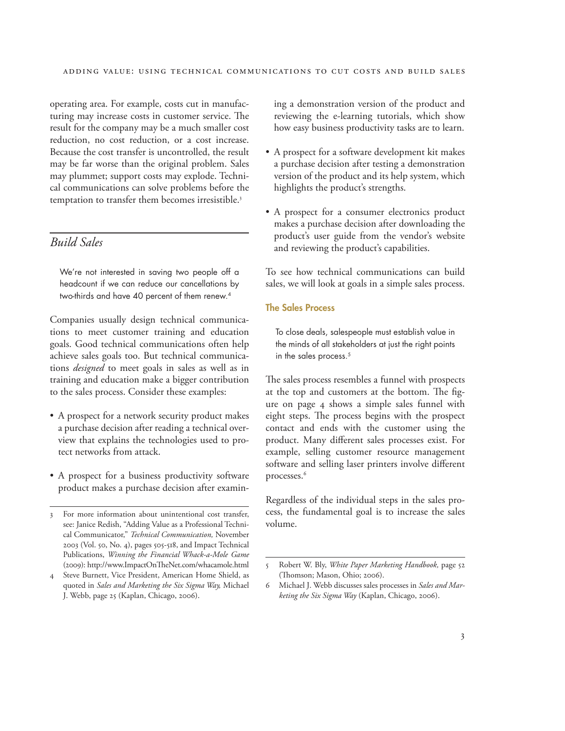operating area. For example, costs cut in manufacturing may increase costs in customer service. The result for the company may be a much smaller cost reduction, no cost reduction, or a cost increase. Because the cost transfer is uncontrolled, the result may be far worse than the original problem. Sales may plummet; support costs may explode. Technical communications can solve problems before the temptation to transfer them becomes irresistible.[3]

## *Build Sales*

> We're not interested in saving two people off a headcount if we can reduce our cancellations by two-thirds and have 40 percent of them renew.[4]

Companies usually design technical communications to meet customer training and education goals. Good technical communications often help achieve sales goals too. But technical communications *designed* to meet goals in sales as well as in training and education make a bigger contribution to the sales process. Consider these examples:

- A prospect for a network security product makes a purchase decision after reading a technical overview that explains the technologies used to protect networks from attack.
- A prospect for a business productivity software product makes a purchase decision after examining a demonstration version of the product and reviewing the e-learning tutorials, which show how easy business productivity tasks are to learn.
- A prospect for a software development kit makes a purchase decision after testing a demonstration version of the product and its help system, which highlights the product's strengths.
- A prospect for a consumer electronics product makes a purchase decision after downloading the product's user guide from the vendor's website and reviewing the product's capabilities.

To see how technical communications can build sales, we will look at goals in a simple sales process.

### The Sales Process

> To close deals, salespeople must establish value in the minds of all stakeholders at just the right points in the sales process.[5]

The sales process resembles a funnel with prospects at the top and customers at the bottom. The figure on page 4 shows a simple sales funnel with eight steps. The process begins with the prospect contact and ends with the customer using the product. Many different sales processes exist. For example, selling customer resource management software and selling laser printers involve different processes.[6]

Regardless of the individual steps in the sales process, the fundamental goal is to increase the sales volume.

---

3 For more information about unintentional cost transfer, see: Janice Redish, "Adding Value as a Professional Technical Communicator," *Technical Communication,* November 2003 (Vol. 50, No. 4), pages 505-518, and Impact Technical Publications, *Winning the Financial Whack-a-Mole Game* (2009): http://www.ImpactOnTheNet.com/whacamole.html

4 Steve Burnett, Vice President, American Home Shield, as quoted in *Sales and Marketing the Six Sigma Way,* Michael J. Webb, page 25 (Kaplan, Chicago, 2006).

5 Robert W. Bly, *White Paper Marketing Handbook,* page 52 (Thomson; Mason, Ohio; 2006).

6 Michael J. Webb discusses sales processes in *Sales and Marketing the Six Sigma Way* (Kaplan, Chicago, 2006).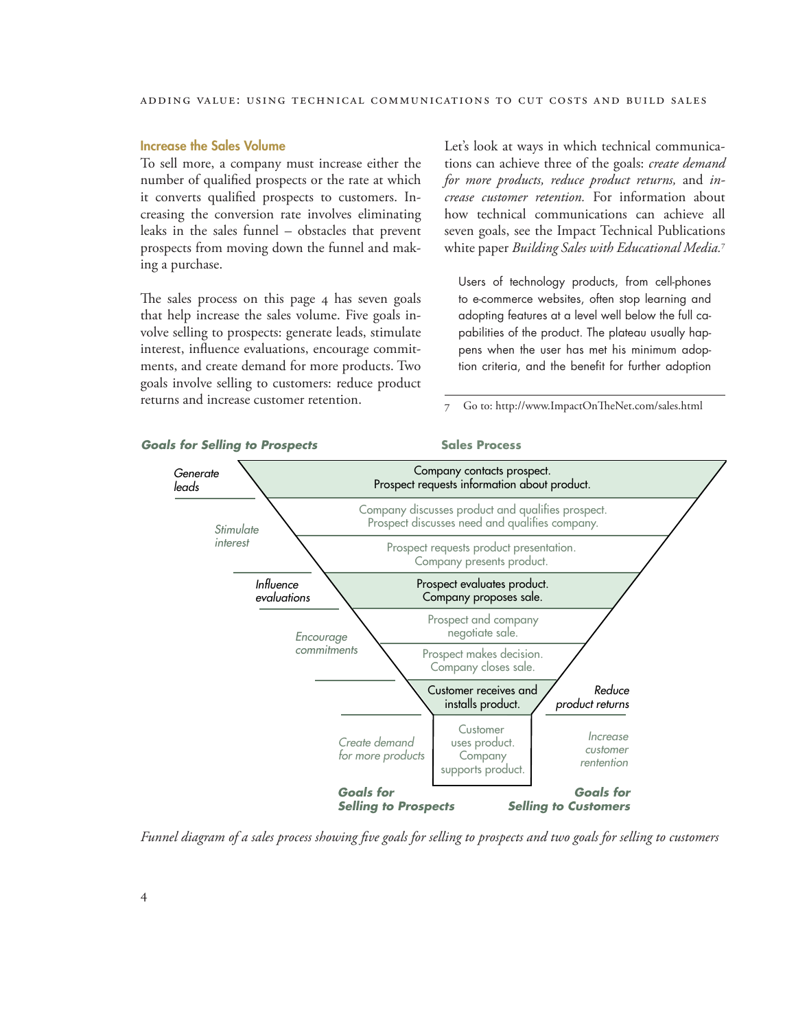### Increase the Sales Volume

To sell more, a company must increase either the number of qualified prospects or the rate at which it converts qualified prospects to customers. Increasing the conversion rate involves eliminating leaks in the sales funnel – obstacles that prevent prospects from moving down the funnel and making a purchase.

The sales process on this page 4 has seven goals that help increase the sales volume. Five goals involve selling to prospects: generate leads, stimulate interest, influence evaluations, encourage commitments, and create demand for more products. Two goals involve selling to customers: reduce product returns and increase customer retention.

Let's look at ways in which technical communications can achieve three of the goals: *create demand for more products, reduce product returns,* and *increase customer retention.* For information about how technical communications can achieve all seven goals, see the Impact Technical Publications white paper *Building Sales with Educational Media.*[7]

Users of technology products, from cell-phones to e-commerce websites, often stop learning and adopting features at a level well below the full capabilities of the product. The plateau usually happens when the user has met his minimum adoption criteria, and the benefit for further adoption

7 Go to: http://www.ImpactOnTheNet.com/sales.html

**Goals for Selling to Prospects** | **Sales Process**

| Goals for Selling to Prospects | Sales Process | Goals for Selling to Customers |
|---|---|---|
| *Generate leads* | Company contacts prospect. Prospect requests information about product. | |
| *Stimulate interest* | Company discusses product and qualifies prospect. Prospect discusses need and qualifies company. | |
| | Prospect requests product presentation. Company presents product. | |
| *Influence evaluations* | Prospect evaluates product. Company proposes sale. | |
| *Encourage commitments* | Prospect and company negotiate sale. | |
| | Prospect makes decision. Company closes sale. | |
| | Customer receives and installs product. | *Reduce product returns* |
| *Create demand for more products* | Customer uses product. Company supports product. | *Increase customer rentention* |

*Funnel diagram of a sales process showing five goals for selling to prospects and two goals for selling to customers*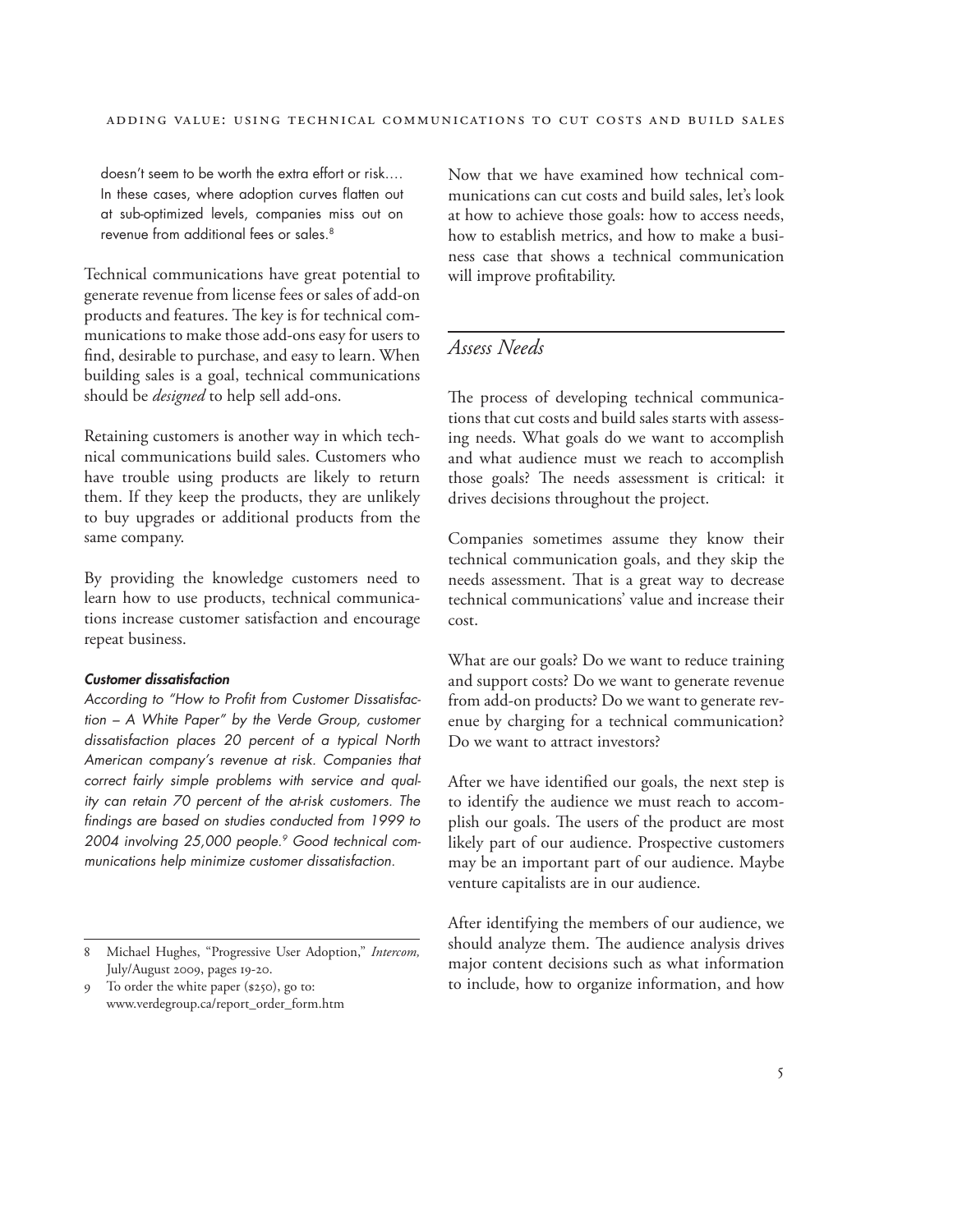> doesn't seem to be worth the extra effort or risk.… In these cases, where adoption curves flatten out at sub-optimized levels, companies miss out on revenue from additional fees or sales.[8]

Technical communications have great potential to generate revenue from license fees or sales of add-on products and features. The key is for technical communications to make those add-ons easy for users to find, desirable to purchase, and easy to learn. When building sales is a goal, technical communications should be *designed* to help sell add-ons.

Retaining customers is another way in which technical communications build sales. Customers who have trouble using products are likely to return them. If they keep the products, they are unlikely to buy upgrades or additional products from the same company.

By providing the knowledge customers need to learn how to use products, technical communications increase customer satisfaction and encourage repeat business.

***Customer dissatisfaction***

*According to "How to Profit from Customer Dissatisfaction – A White Paper" by the Verde Group, customer dissatisfaction places 20 percent of a typical North American company's revenue at risk. Companies that correct fairly simple problems with service and quality can retain 70 percent of the at-risk customers. The findings are based on studies conducted from 1999 to 2004 involving 25,000 people.[9] Good technical communications help minimize customer dissatisfaction.*

Now that we have examined how technical communications can cut costs and build sales, let's look at how to achieve those goals: how to access needs, how to establish metrics, and how to make a business case that shows a technical communication will improve profitability.

## *Assess Needs*

The process of developing technical communications that cut costs and build sales starts with assessing needs. What goals do we want to accomplish and what audience must we reach to accomplish those goals? The needs assessment is critical: it drives decisions throughout the project.

Companies sometimes assume they know their technical communication goals, and they skip the needs assessment. That is a great way to decrease technical communications' value and increase their cost.

What are our goals? Do we want to reduce training and support costs? Do we want to generate revenue from add-on products? Do we want to generate revenue by charging for a technical communication? Do we want to attract investors?

After we have identified our goals, the next step is to identify the audience we must reach to accomplish our goals. The users of the product are most likely part of our audience. Prospective customers may be an important part of our audience. Maybe venture capitalists are in our audience.

After identifying the members of our audience, we should analyze them. The audience analysis drives major content decisions such as what information to include, how to organize information, and how

---

8 Michael Hughes, "Progressive User Adoption," *Intercom,* July/August 2009, pages 19-20.

9 To order the white paper ($250), go to: www.verdegroup.ca/report_order_form.htm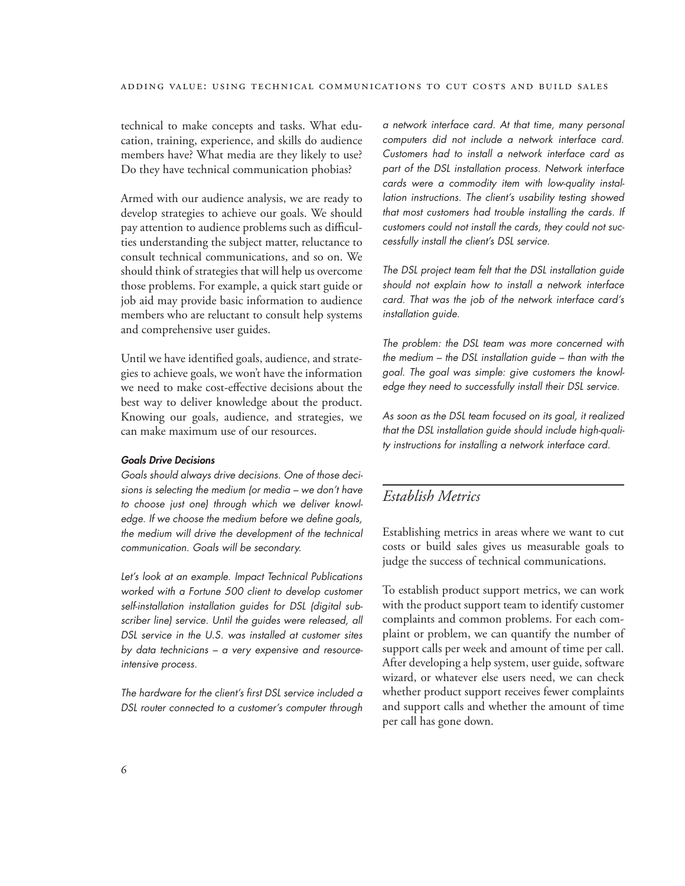technical to make concepts and tasks. What education, training, experience, and skills do audience members have? What media are they likely to use? Do they have technical communication phobias?

Armed with our audience analysis, we are ready to develop strategies to achieve our goals. We should pay attention to audience problems such as difficulties understanding the subject matter, reluctance to consult technical communications, and so on. We should think of strategies that will help us overcome those problems. For example, a quick start guide or job aid may provide basic information to audience members who are reluctant to consult help systems and comprehensive user guides.

Until we have identified goals, audience, and strategies to achieve goals, we won't have the information we need to make cost-effective decisions about the best way to deliver knowledge about the product. Knowing our goals, audience, and strategies, we can make maximum use of our resources.

#### *Goals Drive Decisions*

*Goals should always drive decisions. One of those decisions is selecting the medium (or media – we don't have to choose just one) through which we deliver knowledge. If we choose the medium before we define goals, the medium will drive the development of the technical communication. Goals will be secondary.*

*Let's look at an example. Impact Technical Publications worked with a Fortune 500 client to develop customer self-installation installation guides for DSL (digital subscriber line) service. Until the guides were released, all DSL service in the U.S. was installed at customer sites by data technicians – a very expensive and resource-intensive process.*

*The hardware for the client's first DSL service included a DSL router connected to a customer's computer through a network interface card. At that time, many personal computers did not include a network interface card. Customers had to install a network interface card as part of the DSL installation process. Network interface cards were a commodity item with low-quality installation instructions. The client's usability testing showed that most customers had trouble installing the cards. If customers could not install the cards, they could not successfully install the client's DSL service.*

*The DSL project team felt that the DSL installation guide should not explain how to install a network interface card. That was the job of the network interface card's installation guide.*

*The problem: the DSL team was more concerned with the medium – the DSL installation guide – than with the goal. The goal was simple: give customers the knowledge they need to successfully install their DSL service.*

*As soon as the DSL team focused on its goal, it realized that the DSL installation guide should include high-quality instructions for installing a network interface card.*

## *Establish Metrics*

Establishing metrics in areas where we want to cut costs or build sales gives us measurable goals to judge the success of technical communications.

To establish product support metrics, we can work with the product support team to identify customer complaints and common problems. For each complaint or problem, we can quantify the number of support calls per week and amount of time per call. After developing a help system, user guide, software wizard, or whatever else users need, we can check whether product support receives fewer complaints and support calls and whether the amount of time per call has gone down.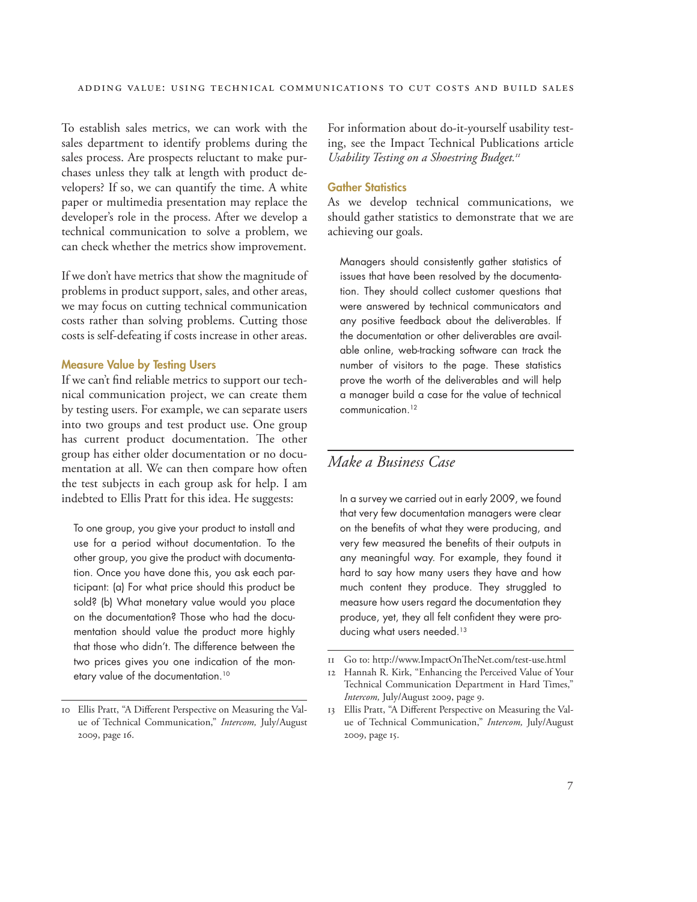To establish sales metrics, we can work with the sales department to identify problems during the sales process. Are prospects reluctant to make purchases unless they talk at length with product developers? If so, we can quantify the time. A white paper or multimedia presentation may replace the developer's role in the process. After we develop a technical communication to solve a problem, we can check whether the metrics show improvement.

If we don't have metrics that show the magnitude of problems in product support, sales, and other areas, we may focus on cutting technical communication costs rather than solving problems. Cutting those costs is self-defeating if costs increase in other areas.

### Measure Value by Testing Users

If we can't find reliable metrics to support our technical communication project, we can create them by testing users. For example, we can separate users into two groups and test product use. One group has current product documentation. The other group has either older documentation or no documentation at all. We can then compare how often the test subjects in each group ask for help. I am indebted to Ellis Pratt for this idea. He suggests:

> To one group, you give your product to install and use for a period without documentation. To the other group, you give the product with documentation. Once you have done this, you ask each participant: (a) For what price should this product be sold? (b) What monetary value would you place on the documentation? Those who had the documentation should value the product more highly that those who didn't. The difference between the two prices gives you one indication of the monetary value of the documentation.[10]

For information about do-it-yourself usability testing, see the Impact Technical Publications article *Usability Testing on a Shoestring Budget.*[11]

### Gather Statistics

As we develop technical communications, we should gather statistics to demonstrate that we are achieving our goals.

> Managers should consistently gather statistics of issues that have been resolved by the documentation. They should collect customer questions that were answered by technical communicators and any positive feedback about the deliverables. If the documentation or other deliverables are available online, web-tracking software can track the number of visitors to the page. These statistics prove the worth of the deliverables and will help a manager build a case for the value of technical communication.[12]

## *Make a Business Case*

> In a survey we carried out in early 2009, we found that very few documentation managers were clear on the benefits of what they were producing, and very few measured the benefits of their outputs in any meaningful way. For example, they found it hard to say how many users they have and how much content they produce. They struggled to measure how users regard the documentation they produce, yet, they all felt confident they were producing what users needed.[13]

---

10 Ellis Pratt, "A Different Perspective on Measuring the Value of Technical Communication," *Intercom,* July/August 2009, page 16.

11 Go to: http://www.ImpactOnTheNet.com/test-use.html

12 Hannah R. Kirk, "Enhancing the Perceived Value of Your Technical Communication Department in Hard Times," *Intercom,* July/August 2009, page 9.

13 Ellis Pratt, "A Different Perspective on Measuring the Value of Technical Communication," *Intercom,* July/August 2009, page 15.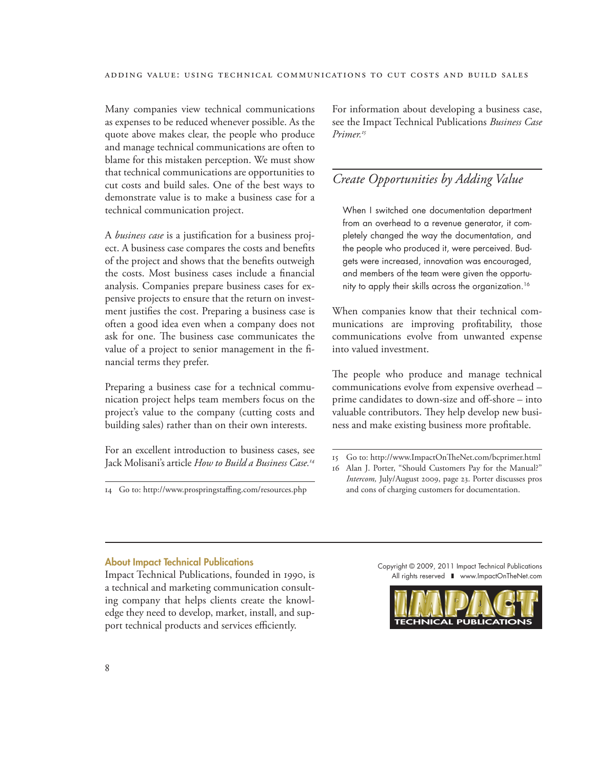Many companies view technical communications as expenses to be reduced whenever possible. As the quote above makes clear, the people who produce and manage technical communications are often to blame for this mistaken perception. We must show that technical communications are opportunities to cut costs and build sales. One of the best ways to demonstrate value is to make a business case for a technical communication project.

A *business case* is a justification for a business project. A business case compares the costs and benefits of the project and shows that the benefits outweigh the costs. Most business cases include a financial analysis. Companies prepare business cases for expensive projects to ensure that the return on investment justifies the cost. Preparing a business case is often a good idea even when a company does not ask for one. The business case communicates the value of a project to senior management in the financial terms they prefer.

Preparing a business case for a technical communication project helps team members focus on the project's value to the company (cutting costs and building sales) rather than on their own interests.

For an excellent introduction to business cases, see Jack Molisani's article *How to Build a Business Case.*[14]

14 Go to: http://www.prospringstaffing.com/resources.php

For information about developing a business case, see the Impact Technical Publications *Business Case Primer.*[15]

## *Create Opportunities by Adding Value*

> When I switched one documentation department from an overhead to a revenue generator, it completely changed the way the documentation, and the people who produced it, were perceived. Budgets were increased, innovation was encouraged, and members of the team were given the opportunity to apply their skills across the organization.[16]

When companies know that their technical communications are improving profitability, those communications evolve from unwanted expense into valued investment.

The people who produce and manage technical communications evolve from expensive overhead – prime candidates to down-size and off-shore – into valuable contributors. They help develop new business and make existing business more profitable.

15 Go to: http://www.ImpactOnTheNet.com/bcprimer.html

16 Alan J. Porter, "Should Customers Pay for the Manual?" *Intercom,* July/August 2009, page 23. Porter discusses pros and cons of charging customers for documentation.

**About Impact Technical Publications**

Impact Technical Publications, founded in 1990, is a technical and marketing communication consulting company that helps clients create the knowledge they need to develop, market, install, and support technical products and services efficiently.

Copyright © 2009, 2011 Impact Technical Publications
All rights reserved ∎ www.ImpactOnTheNet.com

IMPACT TECHNICAL PUBLICATIONS